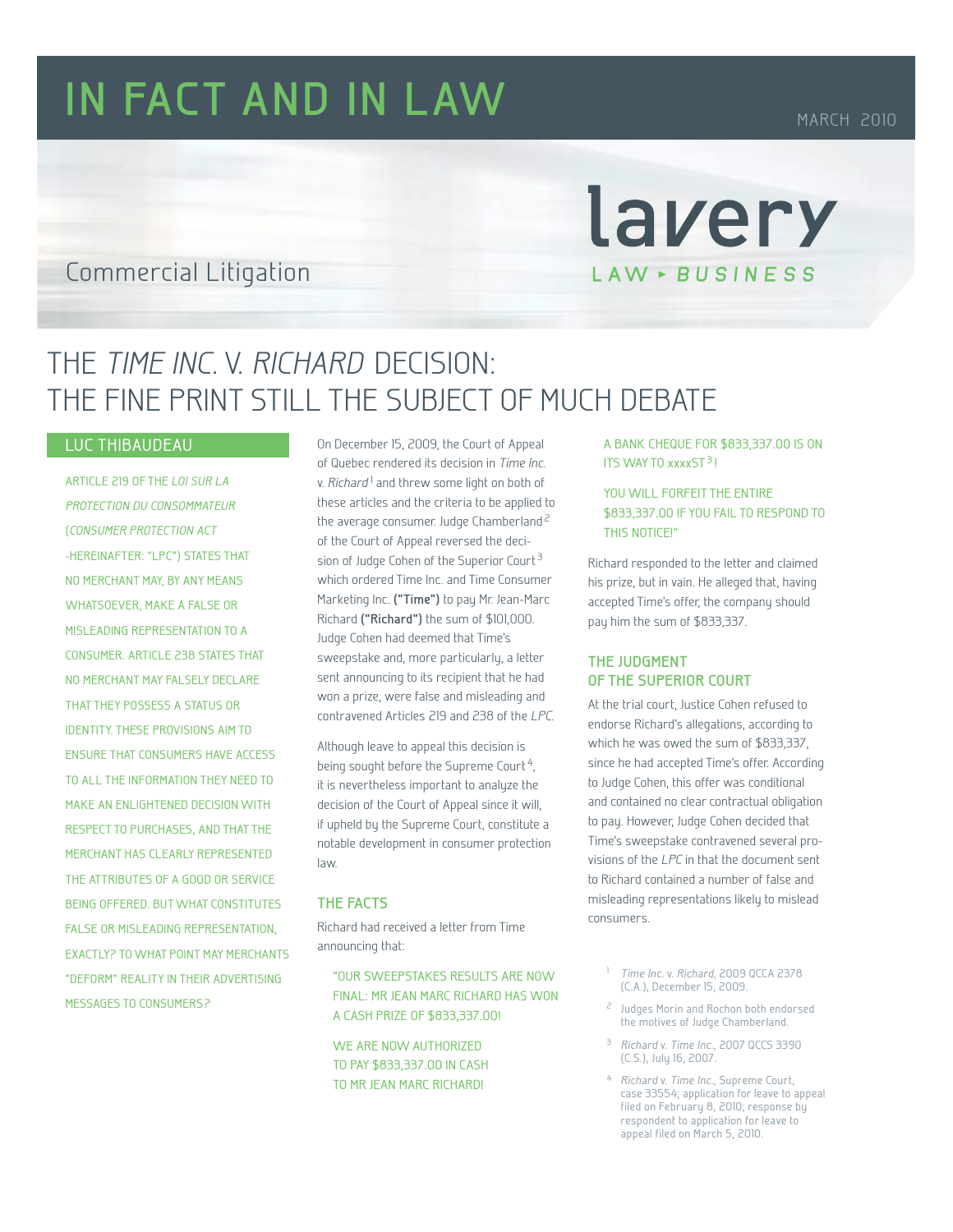# IN FACT AND IN LAW

MARCH 2010

Commercial Litigation

lavery LAW ▸ BUSINESS

## THE *TIME INC.* V. *RICHARD* DECISION: THE FINE PRINT STILL THE SUBJECT OF MUCH DEBATE

LUC THIBAUDEAU

ARTICLE 219 OF THE *LOI SUR LA PROTECTION DU CONSOMMATEUR* (*CONSUMER PROTECTION ACT* -HEREINAFTER: "LPC") STATES THAT NO MERCHANT MAY, BY ANY MEANS WHATSOEVER, MAKE A FALSE OR MISLEADING REPRESENTATION TO A CONSUMER. ARTICLE 238 STATES THAT NO MERCHANT MAY FALSELY DECLARE THAT THEY POSSESS A STATUS OR IDENTITY. THESE PROVISIONS AIM TO ENSURE THAT CONSUMERS HAVE ACCESS TO ALL THE INFORMATION THEY NEED TO MAKE AN ENLIGHTENED DECISION WITH RESPECT TO PURCHASES, AND THAT THE MERCHANT HAS CLEARLY REPRESENTED THE ATTRIBUTES OF A GOOD OR SERVICE BEING OFFERED. BUT WHAT CONSTITUTES FALSE OR MISLEADING REPRESENTATION, EXACTLY? TO WHAT POINT MAY MERCHANTS "DEFORM" REALITY IN THEIR ADVERTISING MESSAGES TO CONSUMERS?

On December 15, 2009, the Court of Appeal of Quebec rendered its decision in *Time Inc.* v. *Richard*[1] and threw some light on both of these articles and the criteria to be applied to the average consumer. Judge Chamberland[2] of the Court of Appeal reversed the decision of Judge Cohen of the Superior Court[3] which ordered Time Inc. and Time Consumer Marketing Inc. **("Time")** to pay Mr. Jean-Marc Richard **("Richard")** the sum of $101,000. Judge Cohen had deemed that Time's sweepstake and, more particularly, a letter sent announcing to its recipient that he had won a prize, were false and misleading and contravened Articles 219 and 238 of the *LPC*.

Although leave to appeal this decision is being sought before the Supreme Court[4], it is nevertheless important to analyze the decision of the Court of Appeal since it will, if upheld by the Supreme Court, constitute a notable development in consumer protection law.

### THE FACTS

Richard had received a letter from Time announcing that:

"OUR SWEEPSTAKES RESULTS ARE NOW FINAL: MR JEAN MARC RICHARD HAS WON A CASH PRIZE OF $833,337.00!

WE ARE NOW AUTHORIZED TO PAY $833,337.00 IN CASH TO MR JEAN MARC RICHARD!

A BANK CHEQUE FOR $833,337.00 IS ON ITS WAY TO xxxxST[3]!

YOU WILL FORFEIT THE ENTIRE $833,337.00 IF YOU FAIL TO RESPOND TO THIS NOTICE!"

Richard responded to the letter and claimed his prize, but in vain. He alleged that, having accepted Time's offer, the company should pay him the sum of $833,337.

### THE JUDGMENT OF THE SUPERIOR COURT

At the trial court, Justice Cohen refused to endorse Richard's allegations, according to which he was owed the sum of $833,337, since he had accepted Time's offer. According to Judge Cohen, this offer was conditional and contained no clear contractual obligation to pay. However, Judge Cohen decided that Time's sweepstake contravened several provisions of the *LPC* in that the document sent to Richard contained a number of false and misleading representations likely to mislead consumers.

1. *Time Inc.* v. *Richard*, 2009 QCCA 2378 (C.A.), December 15, 2009.
2. Judges Morin and Rochon both endorsed the motives of Judge Chamberland.
3. *Richard* v. *Time Inc.*, 2007 QCCS 3390 (C.S.), July 16, 2007.
4. *Richard* v. *Time Inc.*, Supreme Court, case 33554; application for leave to appeal filed on February 8, 2010; response by respondent to application for leave to appeal filed on March 5, 2010.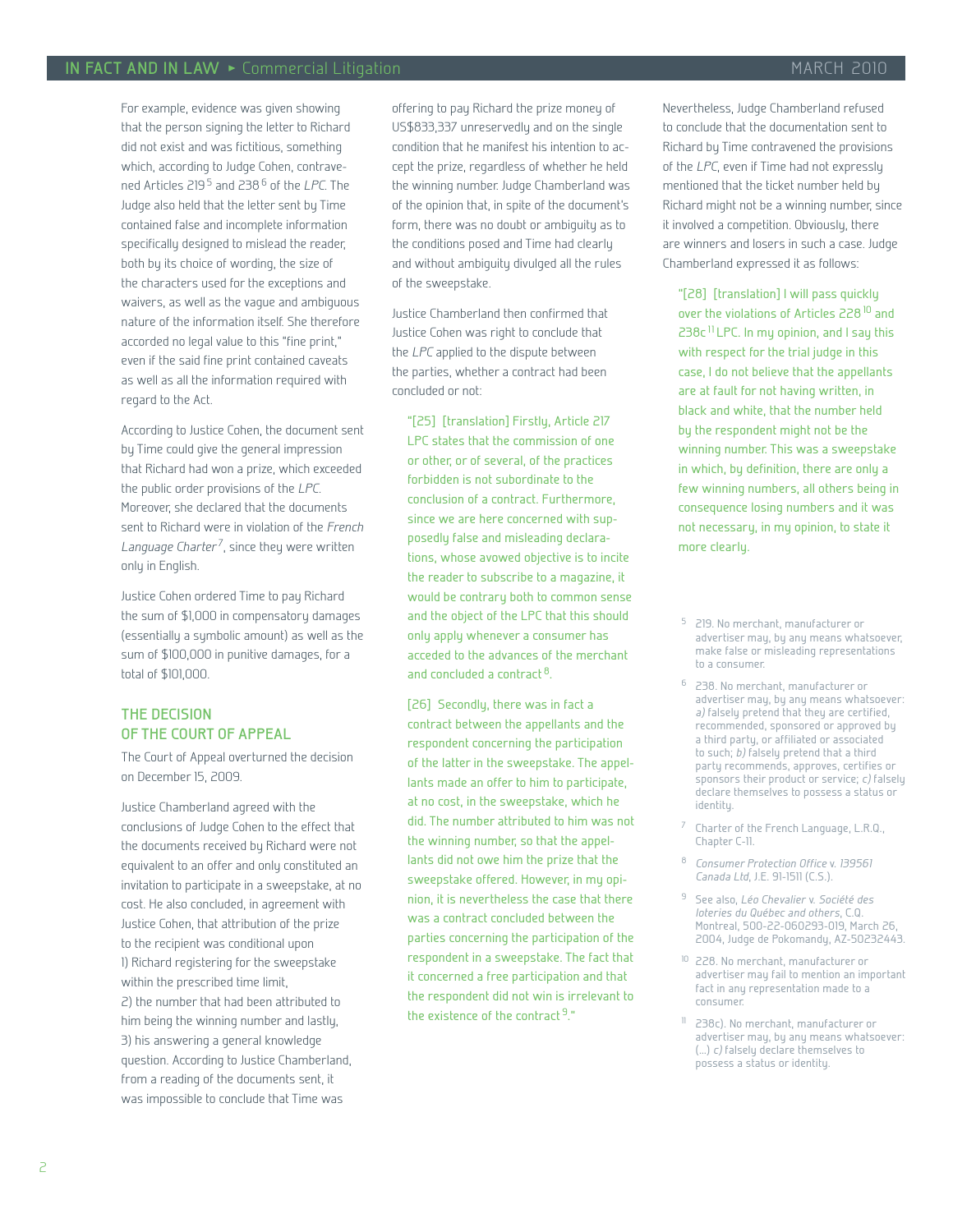For example, evidence was given showing that the person signing the letter to Richard did not exist and was fictitious, something which, according to Judge Cohen, contravened Articles 219[5] and 238[6] of the *LPC*. The Judge also held that the letter sent by Time contained false and incomplete information specifically designed to mislead the reader, both by its choice of wording, the size of the characters used for the exceptions and waivers, as well as the vague and ambiguous nature of the information itself. She therefore accorded no legal value to this "fine print," even if the said fine print contained caveats as well as all the information required with regard to the Act.

According to Justice Cohen, the document sent by Time could give the general impression that Richard had won a prize, which exceeded the public order provisions of the *LPC*. Moreover, she declared that the documents sent to Richard were in violation of the *French Language Charter*[7], since they were written only in English.

Justice Cohen ordered Time to pay Richard the sum of $1,000 in compensatory damages (essentially a symbolic amount) as well as the sum of $100,000 in punitive damages, for a total of $101,000.

## THE DECISION OF THE COURT OF APPEAL

The Court of Appeal overturned the decision on December 15, 2009.

Justice Chamberland agreed with the conclusions of Judge Cohen to the effect that the documents received by Richard were not equivalent to an offer and only constituted an invitation to participate in a sweepstake, at no cost. He also concluded, in agreement with Justice Cohen, that attribution of the prize to the recipient was conditional upon
1) Richard registering for the sweepstake within the prescribed time limit,
2) the number that had been attributed to him being the winning number and lastly,
3) his answering a general knowledge question. According to Justice Chamberland, from a reading of the documents sent, it was impossible to conclude that Time was offering to pay Richard the prize money of US$833,337 unreservedly and on the single condition that he manifest his intention to accept the prize, regardless of whether he held the winning number. Judge Chamberland was of the opinion that, in spite of the document's form, there was no doubt or ambiguity as to the conditions posed and Time had clearly and without ambiguity divulged all the rules of the sweepstake.

Justice Chamberland then confirmed that Justice Cohen was right to conclude that the *LPC* applied to the dispute between the parties, whether a contract had been concluded or not:

> "[25] [translation] Firstly, Article 217 LPC states that the commission of one or other, or of several, of the practices forbidden is not subordinate to the conclusion of a contract. Furthermore, since we are here concerned with supposedly false and misleading declarations, whose avowed objective is to incite the reader to subscribe to a magazine, it would be contrary both to common sense and the object of the LPC that this should only apply whenever a consumer has acceded to the advances of the merchant and concluded a contract[8].
>
> [26] Secondly, there was in fact a contract between the appellants and the respondent concerning the participation of the latter in the sweepstake. The appellants made an offer to him to participate, at no cost, in the sweepstake, which he did. The number attributed to him was not the winning number, so that the appellants did not owe him the prize that the sweepstake offered. However, in my opinion, it is nevertheless the case that there was a contract concluded between the parties concerning the participation of the respondent in a sweepstake. The fact that it concerned a free participation and that the respondent did not win is irrelevant to the existence of the contract[9]."

Nevertheless, Judge Chamberland refused to conclude that the documentation sent to Richard by Time contravened the provisions of the *LPC*, even if Time had not expressly mentioned that the ticket number held by Richard might not be a winning number, since it involved a competition. Obviously, there are winners and losers in such a case. Judge Chamberland expressed it as follows:

> "[28] [translation] I will pass quickly over the violations of Articles 228[10] and 238c[11] LPC. In my opinion, and I say this with respect for the trial judge in this case, I do not believe that the appellants are at fault for not having written, in black and white, that the number held by the respondent might not be the winning number. This was a sweepstake in which, by definition, there are only a few winning numbers, all others being in consequence losing numbers and it was not necessary, in my opinion, to state it more clearly.

---

[5] 219. No merchant, manufacturer or advertiser may, by any means whatsoever, make false or misleading representations to a consumer.

[6] 238. No merchant, manufacturer or advertiser may by any means whatsoever: *a)* falsely pretend that they are certified, recommended, sponsored or approved by a third party, or affiliated or associated to such; *b)* falsely pretend that a third party recommends, approves, certifies or sponsors their product or service; *c)* falsely declare themselves to possess a status or identity.

[7] Charter of the French Language, L.R.Q., Chapter C-11.

[8] *Consumer Protection Office* v. *139561 Canada Ltd*, J.E. 91-1511 (C.S.).

[9] See also, *Léo Chevalier* v. *Société des loteries du Québec and others*, C.Q. Montreal, 500-22-060293-019, March 26, 2004, Judge de Pokomandy, AZ-50232443.

[10] 228. No merchant, manufacturer or advertiser may fail to mention an important fact in any representation made to a consumer.

[11] 238c). No merchant, manufacturer or advertiser may, by any means whatsoever: (...) *c)* falsely declare themselves to possess a status or identity.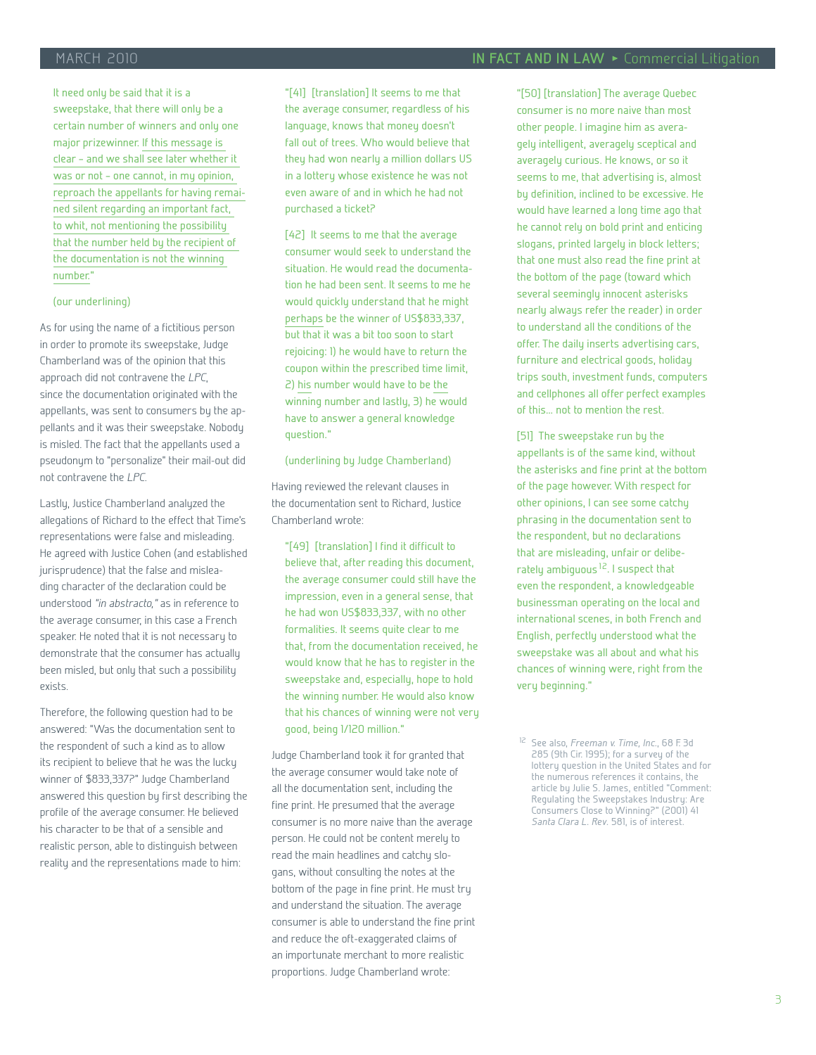It need only be said that it is a sweepstake, that there will only be a certain number of winners and only one major prizewinner. <u>If this message is clear – and we shall see later whether it was or not – one cannot, in my opinion, reproach the appellants for having remained silent regarding an important fact, to whit, not mentioning the possibility that the number held by the recipient of the documentation is not the winning number.</u>"

(our underlining)

As for using the name of a fictitious person in order to promote its sweepstake, Judge Chamberland was of the opinion that this approach did not contravene the *LPC*, since the documentation originated with the appellants, was sent to consumers by the appellants and it was their sweepstake. Nobody is misled. The fact that the appellants used a pseudonym to "personalize" their mail-out did not contravene the *LPC*.

Lastly, Justice Chamberland analyzed the allegations of Richard to the effect that Time's representations were false and misleading. He agreed with Justice Cohen (and established jurisprudence) that the false and misleading character of the declaration could be understood *"in abstracto,"* as in reference to the average consumer, in this case a French speaker. He noted that it is not necessary to demonstrate that the consumer has actually been misled, but only that such a possibility exists.

Therefore, the following question had to be answered: "Was the documentation sent to the respondent of such a kind as to allow its recipient to believe that he was the lucky winner of $833,337?" Judge Chamberland answered this question by first describing the profile of the average consumer. He believed his character to be that of a sensible and realistic person, able to distinguish between reality and the representations made to him:

"[41] [translation] It seems to me that the average consumer, regardless of his language, knows that money doesn't fall out of trees. Who would believe that they had won nearly a million dollars US in a lottery whose existence he was not even aware of and in which he had not purchased a ticket?

[42] It seems to me that the average consumer would seek to understand the situation. He would read the documentation he had been sent. It seems to me he would quickly understand that he might <u>perhaps</u> be the winner of US$833,337, but that it was a bit too soon to start rejoicing: 1) he would have to return the coupon within the prescribed time limit, 2) <u>his</u> number would have to be <u>the</u> winning number and lastly, 3) he would have to answer a general knowledge question."

(underlining by Judge Chamberland)

Having reviewed the relevant clauses in the documentation sent to Richard, Justice Chamberland wrote:

"[49] [translation] I find it difficult to believe that, after reading this document, the average consumer could still have the impression, even in a general sense, that he had won US$833,337, with no other formalities. It seems quite clear to me that, from the documentation received, he would know that he has to register in the sweepstake and, especially, hope to hold the winning number. He would also know that his chances of winning were not very good, being 1/120 million."

Judge Chamberland took it for granted that the average consumer would take note of all the documentation sent, including the fine print. He presumed that the average consumer is no more naive than the average person. He could not be content merely to read the main headlines and catchy slogans, without consulting the notes at the bottom of the page in fine print. He must try and understand the situation. The average consumer is able to understand the fine print and reduce the oft-exaggerated claims of an importunate merchant to more realistic proportions. Judge Chamberland wrote:

"[50] [translation] The average Quebec consumer is no more naive than most other people. I imagine him as averagely intelligent, averagely sceptical and averagely curious. He knows, or so it seems to me, that advertising is, almost by definition, inclined to be excessive. He would have learned a long time ago that he cannot rely on bold print and enticing slogans, printed largely in block letters; that one must also read the fine print at the bottom of the page (toward which several seemingly innocent asterisks nearly always refer the reader) in order to understand all the conditions of the offer. The daily inserts advertising cars, furniture and electrical goods, holiday trips south, investment funds, computers and cellphones all offer perfect examples of this... not to mention the rest.

[51] The sweepstake run by the appellants is of the same kind, without the asterisks and fine print at the bottom of the page however. With respect for other opinions, I can see some catchy phrasing in the documentation sent to the respondent, but no declarations that are misleading, unfair or deliberately ambiguous[12]. I suspect that even the respondent, a knowledgeable businessman operating on the local and international scenes, in both French and English, perfectly understood what the sweepstake was all about and what his chances of winning were, right from the very beginning."

[12] See also, *Freeman v. Time, Inc.*, 68 F. 3d 285 (9th Cir. 1995); for a survey of the lottery question in the United States and for the numerous references it contains, the article by Julie S. James, entitled "Comment: Regulating the Sweepstakes Industry: Are Consumers Close to Winning?" (2001) 41 *Santa Clara L. Rev.* 581, is of interest.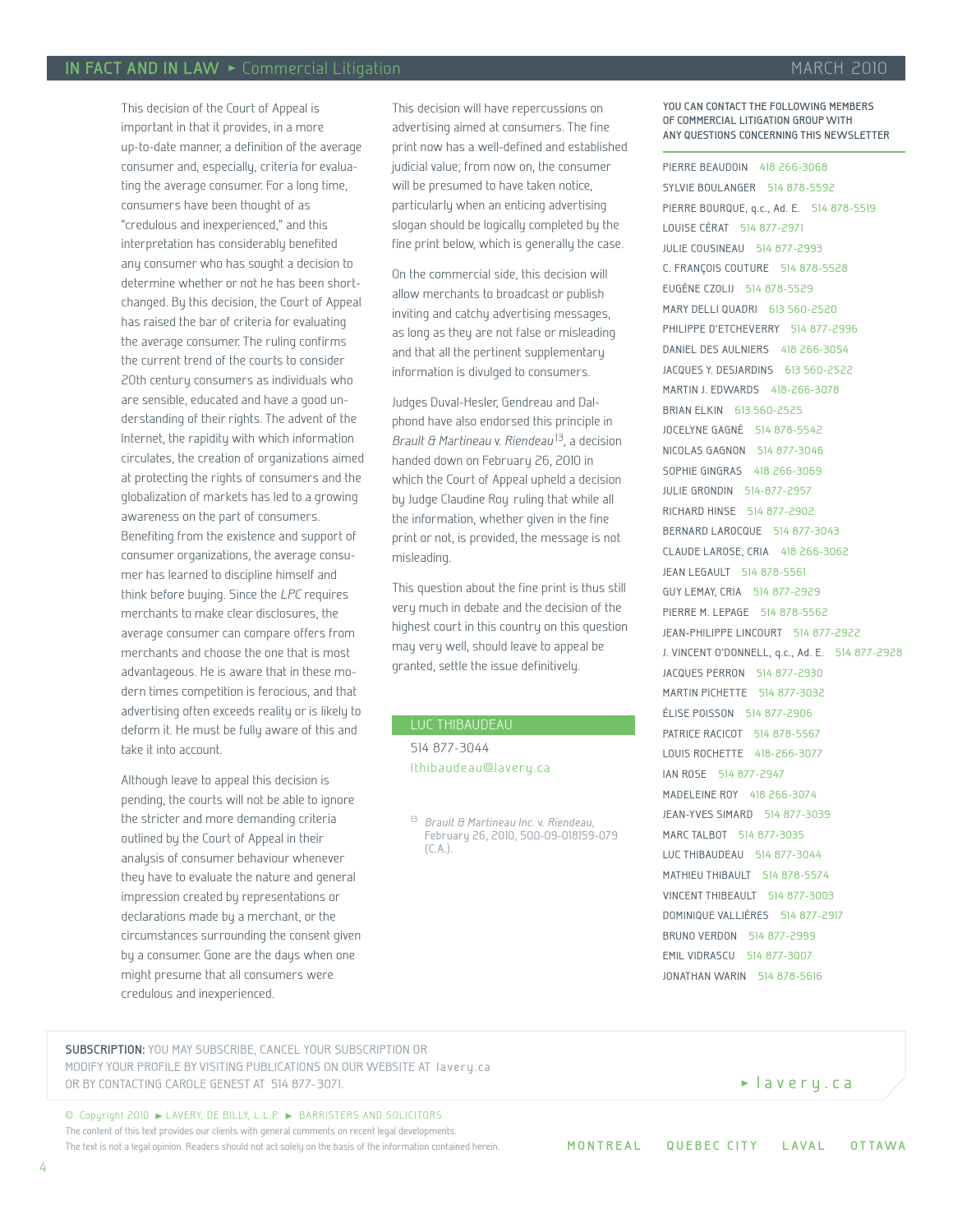This decision of the Court of Appeal is important in that it provides, in a more up-to-date manner, a definition of the average consumer and, especially, criteria for evaluating the average consumer. For a long time, consumers have been thought of as "credulous and inexperienced," and this interpretation has considerably benefited any consumer who has sought a decision to determine whether or not he has been short-changed. By this decision, the Court of Appeal has raised the bar of criteria for evaluating the average consumer. The ruling confirms the current trend of the courts to consider 20th century consumers as individuals who are sensible, educated and have a good understanding of their rights. The advent of the Internet, the rapidity with which information circulates, the creation of organizations aimed at protecting the rights of consumers and the globalization of markets has led to a growing awareness on the part of consumers. Benefiting from the existence and support of consumer organizations, the average consumer has learned to discipline himself and think before buying. Since the *LPC* requires merchants to make clear disclosures, the average consumer can compare offers from merchants and choose the one that is most advantageous. He is aware that in these modern times competition is ferocious, and that advertising often exceeds reality or is likely to deform it. He must be fully aware of this and take it into account.

Although leave to appeal this decision is pending, the courts will not be able to ignore the stricter and more demanding criteria outlined by the Court of Appeal in their analysis of consumer behaviour whenever they have to evaluate the nature and general impression created by representations or declarations made by a merchant, or the circumstances surrounding the consent given by a consumer. Gone are the days when one might presume that all consumers were credulous and inexperienced.

This decision will have repercussions on advertising aimed at consumers. The fine print now has a well-defined and established judicial value; from now on, the consumer will be presumed to have taken notice, particularly when an enticing advertising slogan should be logically completed by the fine print below, which is generally the case.

On the commercial side, this decision will allow merchants to broadcast or publish inviting and catchy advertising messages, as long as they are not false or misleading and that all the pertinent supplementary information is divulged to consumers.

Judges Duval-Hesler, Gendreau and Dalphond have also endorsed this principle in *Brault & Martineau* v. *Riendeau*[13], a decision handed down on February 26, 2010 in which the Court of Appeal upheld a decision by Judge Claudine Roy ruling that while all the information, whether given in the fine print or not, is provided, the message is not misleading.

This question about the fine print is thus still very much in debate and the decision of the highest court in this country on this question may very well, should leave to appeal be granted, settle the issue definitively.

**LUC THIBAUDEAU**
514 877-3044
lthibaudeau@lavery.ca

[13] *Brault & Martineau Inc.* v. *Riendeau*, February 26, 2010, 500-09-018159-079 (C.A.).

YOU CAN CONTACT THE FOLLOWING MEMBERS OF COMMERCIAL LITIGATION GROUP WITH ANY QUESTIONS CONCERNING THIS NEWSLETTER

PIERRE BEAUDOIN 418 266-3068
SYLVIE BOULANGER 514 878-5592
PIERRE BOURQUE, q.c., Ad. E. 514 878-5519
LOUISE CÉRAT 514 877-2971
JULIE COUSINEAU 514 877-2993
C. FRANÇOIS COUTURE 514 878-5528
EUGÈNE CZOLIJ 514 878-5529
MARY DELLI QUADRI 613 560-2520
PHILIPPE D'ETCHEVERRY 514 877-2996
DANIEL DES AULNIERS 418 266-3054
JACQUES Y. DESJARDINS 613 560-2522
MARTIN J. EDWARDS 418-266-3078
BRIAN ELKIN 613 560-2525
JOCELYNE GAGNÉ 514 878-5542
NICOLAS GAGNON 514 877-3046
SOPHIE GINGRAS 418 266-3069
JULIE GRONDIN 514-877-2957
RICHARD HINSE 514 877-2902
BERNARD LAROCQUE 514 877-3043
CLAUDE LAROSE, CRIA 418 266-3062
JEAN LEGAULT 514 878-5561
GUY LEMAY, CRIA 514 877-2929
PIERRE M. LEPAGE 514 878-5562
JEAN-PHILIPPE LINCOURT 514 877-2922
J. VINCENT O'DONNELL, q.c., Ad. E. 514 877-2928
JACQUES PERRON 514 877-2930
MARTIN PICHETTE 514 877-3032
ÉLISE POISSON 514 877-2906
PATRICE RACICOT 514 878-5567
LOUIS ROCHETTE 418-266-3077
IAN ROSE 514 877-2947
MADELEINE ROY 418 266-3074
JEAN-YVES SIMARD 514 877-3039
MARC TALBOT 514 877-3035
LUC THIBAUDEAU 514 877-3044
MATHIEU THIBAULT 514 878-5574
VINCENT THIBEAULT 514 877-3003
DOMINIQUE VALLIÈRES 514 877-2917
BRUNO VERDON 514 877-2999
EMIL VIDRASCU 514 877-3007
JONATHAN WARIN 514 878-5616

**SUBSCRIPTION:** YOU MAY SUBSCRIBE, CANCEL YOUR SUBSCRIPTION OR MODIFY YOUR PROFILE BY VISITING PUBLICATIONS ON OUR WEBSITE AT lavery.ca OR BY CONTACTING CAROLE GENEST AT 514 877-3071.

► lavery.ca

© Copyright 2010 ► LAVERY, DE BILLY, L.L.P. ► BARRISTERS AND SOLICITORS
The content of this text provides our clients with general comments on recent legal developments.
The text is not a legal opinion. Readers should not act solely on the basis of the information contained herein.

MONTREAL QUEBEC CITY LAVAL OTTAWA